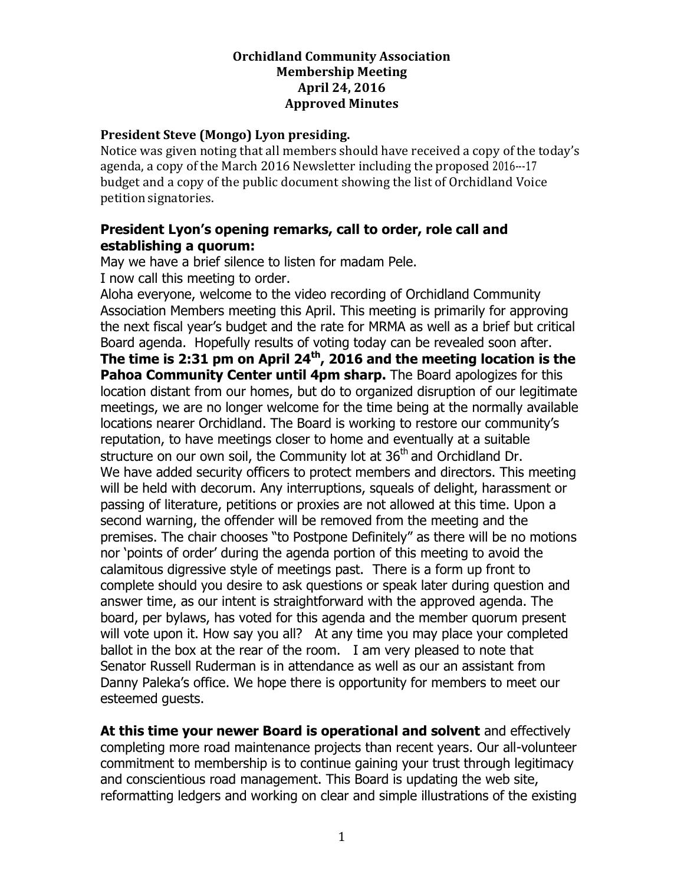**Orchidland Community Association**
**Membership Meeting**
**April 24, 2016**
**Approved Minutes**

**President Steve (Mongo) Lyon presiding.**

Notice was given noting that all members should have received a copy of the today's agenda, a copy of the March 2016 Newsletter including the proposed 2016---17 budget and a copy of the public document showing the list of Orchidland Voice petition signatories.

## President Lyon's opening remarks, call to order, role call and establishing a quorum:

May we have a brief silence to listen for madam Pele.
I now call this meeting to order.
Aloha everyone, welcome to the video recording of Orchidland Community Association Members meeting this April. This meeting is primarily for approving the next fiscal year's budget and the rate for MRMA as well as a brief but critical Board agenda. Hopefully results of voting today can be revealed soon after.
**The time is 2:31 pm on April 24th, 2016 and the meeting location is the Pahoa Community Center until 4pm sharp.** The Board apologizes for this location distant from our homes, but do to organized disruption of our legitimate meetings, we are no longer welcome for the time being at the normally available locations nearer Orchidland. The Board is working to restore our community's reputation, to have meetings closer to home and eventually at a suitable structure on our own soil, the Community lot at 36th and Orchidland Dr.
We have added security officers to protect members and directors. This meeting will be held with decorum. Any interruptions, squeals of delight, harassment or passing of literature, petitions or proxies are not allowed at this time. Upon a second warning, the offender will be removed from the meeting and the premises. The chair chooses "to Postpone Definitely" as there will be no motions nor 'points of order' during the agenda portion of this meeting to avoid the calamitous digressive style of meetings past. There is a form up front to complete should you desire to ask questions or speak later during question and answer time, as our intent is straightforward with the approved agenda. The board, per bylaws, has voted for this agenda and the member quorum present will vote upon it. How say you all? At any time you may place your completed ballot in the box at the rear of the room. I am very pleased to note that Senator Russell Ruderman is in attendance as well as our an assistant from Danny Paleka's office. We hope there is opportunity for members to meet our esteemed guests.

**At this time your newer Board is operational and solvent** and effectively completing more road maintenance projects than recent years. Our all-volunteer commitment to membership is to continue gaining your trust through legitimacy and conscientious road management. This Board is updating the web site, reformatting ledgers and working on clear and simple illustrations of the existing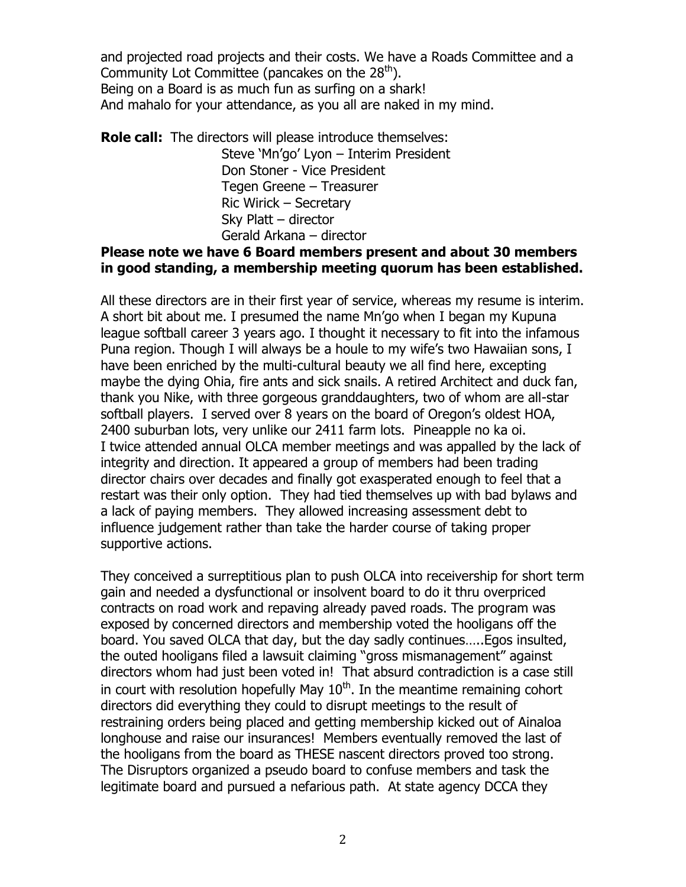and projected road projects and their costs. We have a Roads Committee and a Community Lot Committee (pancakes on the 28th).
Being on a Board is as much fun as surfing on a shark!
And mahalo for your attendance, as you all are naked in my mind.

**Role call:** The directors will please introduce themselves:

Steve 'Mn'go' Lyon – Interim President
Don Stoner - Vice President
Tegen Greene – Treasurer
Ric Wirick – Secretary
Sky Platt – director
Gerald Arkana – director

**Please note we have 6 Board members present and about 30 members in good standing, a membership meeting quorum has been established.**

All these directors are in their first year of service, whereas my resume is interim. A short bit about me. I presumed the name Mn'go when I began my Kupuna league softball career 3 years ago. I thought it necessary to fit into the infamous Puna region. Though I will always be a houle to my wife's two Hawaiian sons, I have been enriched by the multi-cultural beauty we all find here, excepting maybe the dying Ohia, fire ants and sick snails. A retired Architect and duck fan, thank you Nike, with three gorgeous granddaughters, two of whom are all-star softball players. I served over 8 years on the board of Oregon's oldest HOA, 2400 suburban lots, very unlike our 2411 farm lots. Pineapple no ka oi.
I twice attended annual OLCA member meetings and was appalled by the lack of integrity and direction. It appeared a group of members had been trading director chairs over decades and finally got exasperated enough to feel that a restart was their only option. They had tied themselves up with bad bylaws and a lack of paying members. They allowed increasing assessment debt to influence judgement rather than take the harder course of taking proper supportive actions.

They conceived a surreptitious plan to push OLCA into receivership for short term gain and needed a dysfunctional or insolvent board to do it thru overpriced contracts on road work and repaving already paved roads. The program was exposed by concerned directors and membership voted the hooligans off the board. You saved OLCA that day, but the day sadly continues…..Egos insulted, the outed hooligans filed a lawsuit claiming "gross mismanagement" against directors whom had just been voted in! That absurd contradiction is a case still in court with resolution hopefully May 10th. In the meantime remaining cohort directors did everything they could to disrupt meetings to the result of restraining orders being placed and getting membership kicked out of Ainaloa longhouse and raise our insurances! Members eventually removed the last of the hooligans from the board as THESE nascent directors proved too strong. The Disruptors organized a pseudo board to confuse members and task the legitimate board and pursued a nefarious path. At state agency DCCA they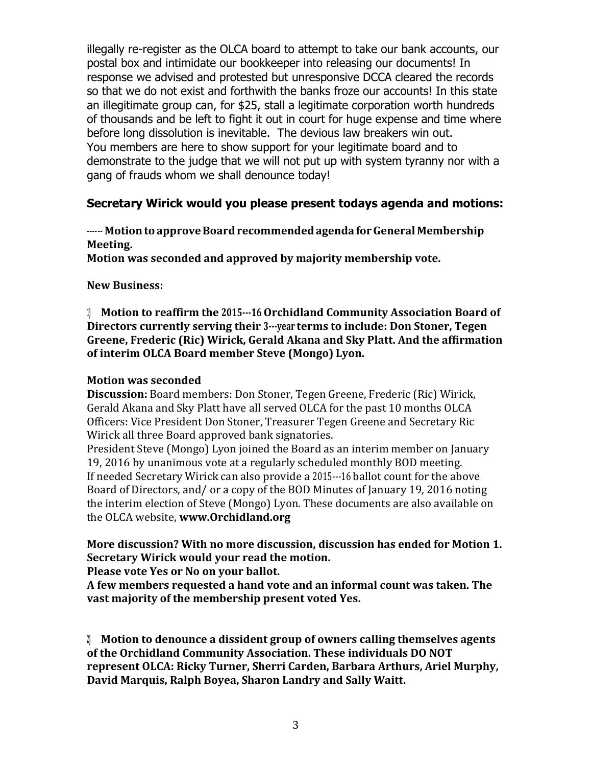illegally re-register as the OLCA board to attempt to take our bank accounts, our postal box and intimidate our bookkeeper into releasing our documents! In response we advised and protested but unresponsive DCCA cleared the records so that we do not exist and forthwith the banks froze our accounts! In this state an illegitimate group can, for $25, stall a legitimate corporation worth hundreds of thousands and be left to fight it out in court for huge expense and time where before long dissolution is inevitable. The devious law breakers win out. You members are here to show support for your legitimate board and to demonstrate to the judge that we will not put up with system tyranny nor with a gang of frauds whom we shall denounce today!

### Secretary Wirick would you please present todays agenda and motions:

**------ Motion to approve Board recommended agenda for General Membership Meeting.**
**Motion was seconded and approved by majority membership vote.**

**New Business:**

**1) Motion to reaffirm the 2015---16 Orchidland Community Association Board of Directors currently serving their 3---year terms to include: Don Stoner, Tegen Greene, Frederic (Ric) Wirick, Gerald Akana and Sky Platt. And the affirmation of interim OLCA Board member Steve (Mongo) Lyon.**

**Motion was seconded**
**Discussion:** Board members: Don Stoner, Tegen Greene, Frederic (Ric) Wirick, Gerald Akana and Sky Platt have all served OLCA for the past 10 months OLCA Officers: Vice President Don Stoner, Treasurer Tegen Greene and Secretary Ric Wirick all three Board approved bank signatories.
President Steve (Mongo) Lyon joined the Board as an interim member on January 19, 2016 by unanimous vote at a regularly scheduled monthly BOD meeting.
If needed Secretary Wirick can also provide a 2015---16 ballot count for the above Board of Directors, and/ or a copy of the BOD Minutes of January 19, 2016 noting the interim election of Steve (Mongo) Lyon. These documents are also available on the OLCA website, **www.Orchidland.org**

**More discussion? With no more discussion, discussion has ended for Motion 1. Secretary Wirick would your read the motion.**
**Please vote Yes or No on your ballot.**
**A few members requested a hand vote and an informal count was taken. The vast majority of the membership present voted Yes.**

**2) Motion to denounce a dissident group of owners calling themselves agents of the Orchidland Community Association. These individuals DO NOT represent OLCA: Ricky Turner, Sherri Carden, Barbara Arthurs, Ariel Murphy, David Marquis, Ralph Boyea, Sharon Landry and Sally Waitt.**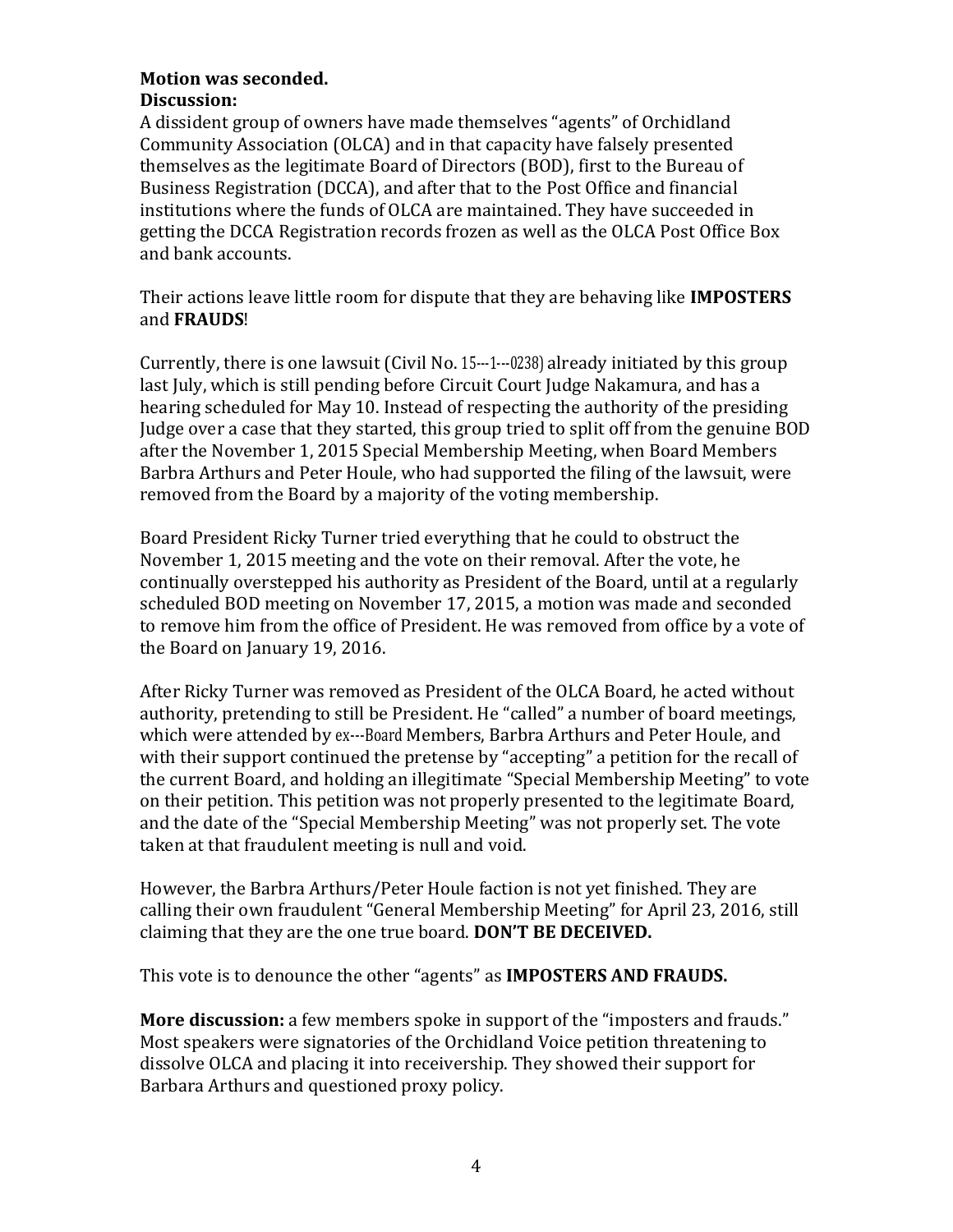**Motion was seconded.**
**Discussion:**
A dissident group of owners have made themselves "agents" of Orchidland Community Association (OLCA) and in that capacity have falsely presented themselves as the legitimate Board of Directors (BOD), first to the Bureau of Business Registration (DCCA), and after that to the Post Office and financial institutions where the funds of OLCA are maintained. They have succeeded in getting the DCCA Registration records frozen as well as the OLCA Post Office Box and bank accounts.

Their actions leave little room for dispute that they are behaving like **IMPOSTERS** and **FRAUDS**!

Currently, there is one lawsuit (Civil No. 15---1---0238) already initiated by this group last July, which is still pending before Circuit Court Judge Nakamura, and has a hearing scheduled for May 10. Instead of respecting the authority of the presiding Judge over a case that they started, this group tried to split off from the genuine BOD after the November 1, 2015 Special Membership Meeting, when Board Members Barbra Arthurs and Peter Houle, who had supported the filing of the lawsuit, were removed from the Board by a majority of the voting membership.

Board President Ricky Turner tried everything that he could to obstruct the November 1, 2015 meeting and the vote on their removal. After the vote, he continually overstepped his authority as President of the Board, until at a regularly scheduled BOD meeting on November 17, 2015, a motion was made and seconded to remove him from the office of President. He was removed from office by a vote of the Board on January 19, 2016.

After Ricky Turner was removed as President of the OLCA Board, he acted without authority, pretending to still be President. He "called" a number of board meetings, which were attended by ex---Board Members, Barbra Arthurs and Peter Houle, and with their support continued the pretense by "accepting" a petition for the recall of the current Board, and holding an illegitimate "Special Membership Meeting" to vote on their petition. This petition was not properly presented to the legitimate Board, and the date of the "Special Membership Meeting" was not properly set. The vote taken at that fraudulent meeting is null and void.

However, the Barbra Arthurs/Peter Houle faction is not yet finished. They are calling their own fraudulent "General Membership Meeting" for April 23, 2016, still claiming that they are the one true board. **DON'T BE DECEIVED.**

This vote is to denounce the other "agents" as **IMPOSTERS AND FRAUDS.**

**More discussion:** a few members spoke in support of the "imposters and frauds." Most speakers were signatories of the Orchidland Voice petition threatening to dissolve OLCA and placing it into receivership. They showed their support for Barbara Arthurs and questioned proxy policy.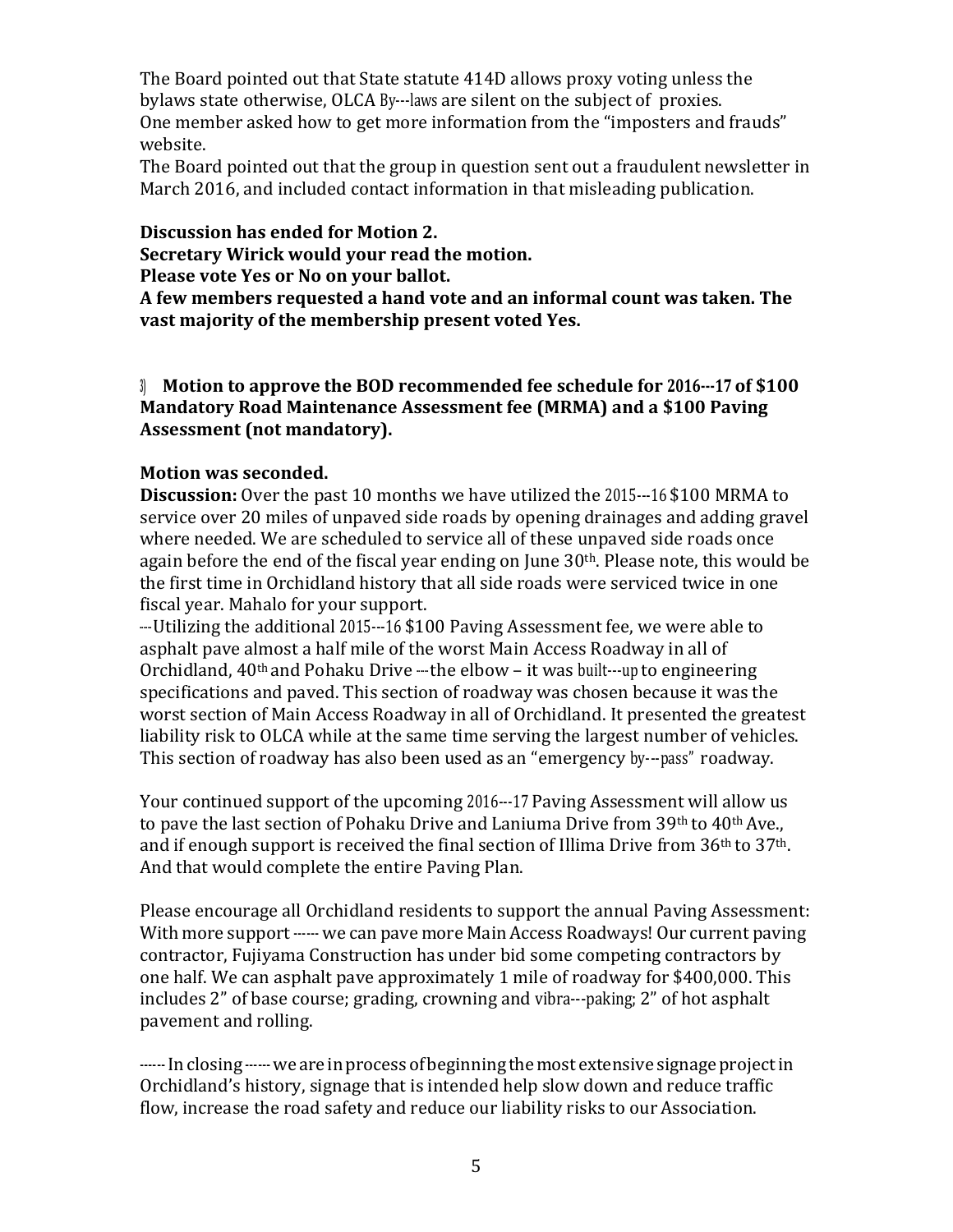The Board pointed out that State statute 414D allows proxy voting unless the bylaws state otherwise, OLCA By---laws are silent on the subject of proxies.
One member asked how to get more information from the "imposters and frauds" website.
The Board pointed out that the group in question sent out a fraudulent newsletter in March 2016, and included contact information in that misleading publication.

**Discussion has ended for Motion 2.**
**Secretary Wirick would your read the motion.**
**Please vote Yes or No on your ballot.**
**A few members requested a hand vote and an informal count was taken. The vast majority of the membership present voted Yes.**

3) **Motion to approve the BOD recommended fee schedule for 2016---17 of $100 Mandatory Road Maintenance Assessment fee (MRMA) and a $100 Paving Assessment (not mandatory).**

**Motion was seconded.**
**Discussion:** Over the past 10 months we have utilized the 2015---16 $100 MRMA to service over 20 miles of unpaved side roads by opening drainages and adding gravel where needed. We are scheduled to service all of these unpaved side roads once again before the end of the fiscal year ending on June 30th. Please note, this would be the first time in Orchidland history that all side roads were serviced twice in one fiscal year. Mahalo for your support.
---Utilizing the additional 2015---16 $100 Paving Assessment fee, we were able to asphalt pave almost a half mile of the worst Main Access Roadway in all of Orchidland, 40th and Pohaku Drive ---the elbow – it was built---up to engineering specifications and paved. This section of roadway was chosen because it was the worst section of Main Access Roadway in all of Orchidland. It presented the greatest liability risk to OLCA while at the same time serving the largest number of vehicles. This section of roadway has also been used as an "emergency by---pass" roadway.

Your continued support of the upcoming 2016---17 Paving Assessment will allow us to pave the last section of Pohaku Drive and Laniuma Drive from 39th to 40th Ave., and if enough support is received the final section of Illima Drive from 36th to 37th. And that would complete the entire Paving Plan.

Please encourage all Orchidland residents to support the annual Paving Assessment: With more support ------ we can pave more Main Access Roadways! Our current paving contractor, Fujiyama Construction has under bid some competing contractors by one half. We can asphalt pave approximately 1 mile of roadway for $400,000. This includes 2" of base course; grading, crowning and vibra---paking; 2" of hot asphalt pavement and rolling.

------ In closing ------ we are in process of beginning the most extensive signage project in Orchidland's history, signage that is intended help slow down and reduce traffic flow, increase the road safety and reduce our liability risks to our Association.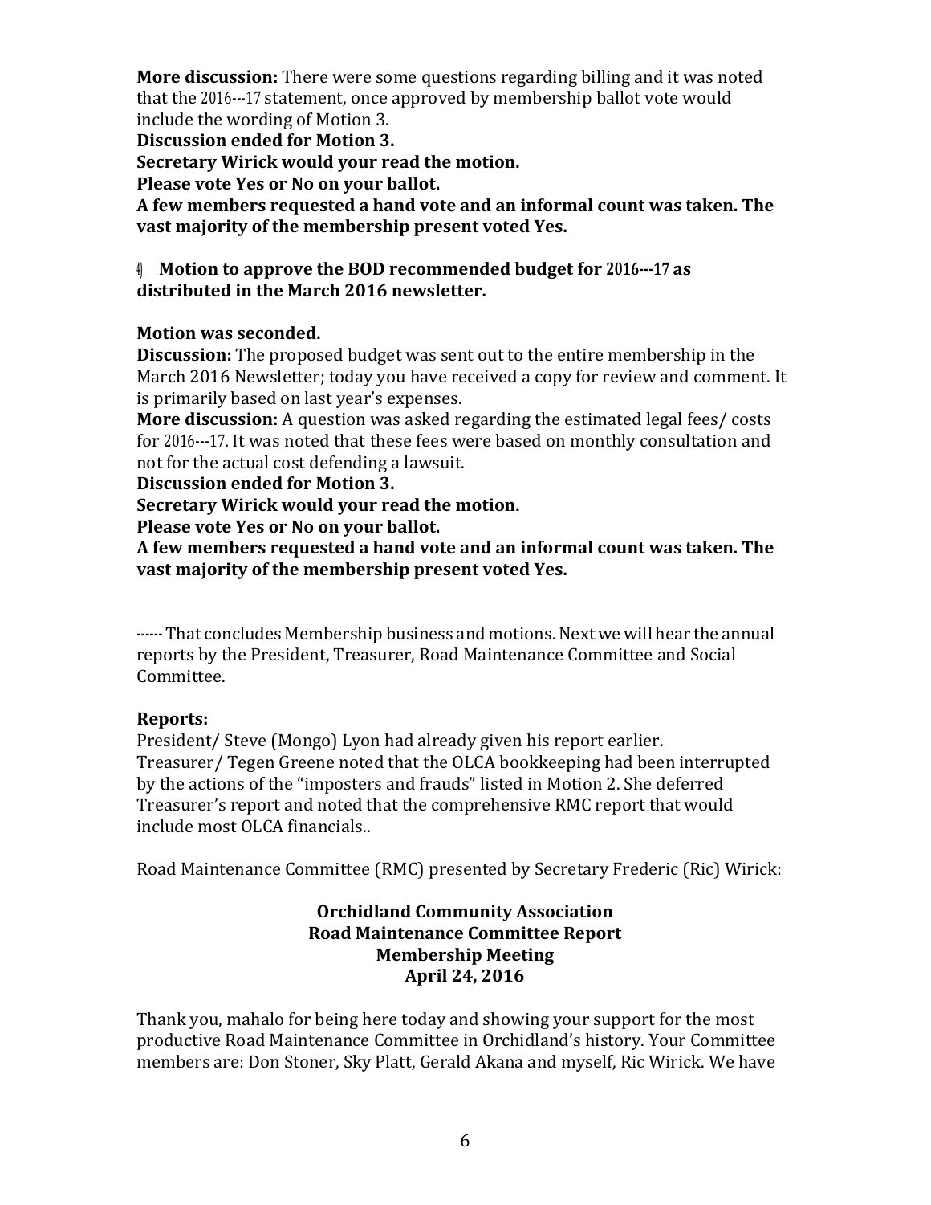**More discussion:** There were some questions regarding billing and it was noted that the 2016---17 statement, once approved by membership ballot vote would include the wording of Motion 3.

**Discussion ended for Motion 3.**

**Secretary Wirick would your read the motion.**

**Please vote Yes or No on your ballot.**

**A few members requested a hand vote and an informal count was taken. The vast majority of the membership present voted Yes.**

4) **Motion to approve the BOD recommended budget for 2016---17 as distributed in the March 2016 newsletter.**

**Motion was seconded.**

**Discussion:** The proposed budget was sent out to the entire membership in the March 2016 Newsletter; today you have received a copy for review and comment. It is primarily based on last year's expenses.

**More discussion:** A question was asked regarding the estimated legal fees/ costs for 2016---17. It was noted that these fees were based on monthly consultation and not for the actual cost defending a lawsuit.

**Discussion ended for Motion 3.**

**Secretary Wirick would your read the motion.**

**Please vote Yes or No on your ballot.**

**A few members requested a hand vote and an informal count was taken. The vast majority of the membership present voted Yes.**

------ That concludes Membership business and motions. Next we will hear the annual reports by the President, Treasurer, Road Maintenance Committee and Social Committee.

**Reports:**

President/ Steve (Mongo) Lyon had already given his report earlier.

Treasurer/ Tegen Greene noted that the OLCA bookkeeping had been interrupted by the actions of the "imposters and frauds" listed in Motion 2. She deferred Treasurer's report and noted that the comprehensive RMC report that would include most OLCA financials..

Road Maintenance Committee (RMC) presented by Secretary Frederic (Ric) Wirick:

**Orchidland Community Association**
**Road Maintenance Committee Report**
**Membership Meeting**
**April 24, 2016**

Thank you, mahalo for being here today and showing your support for the most productive Road Maintenance Committee in Orchidland's history. Your Committee members are: Don Stoner, Sky Platt, Gerald Akana and myself, Ric Wirick. We have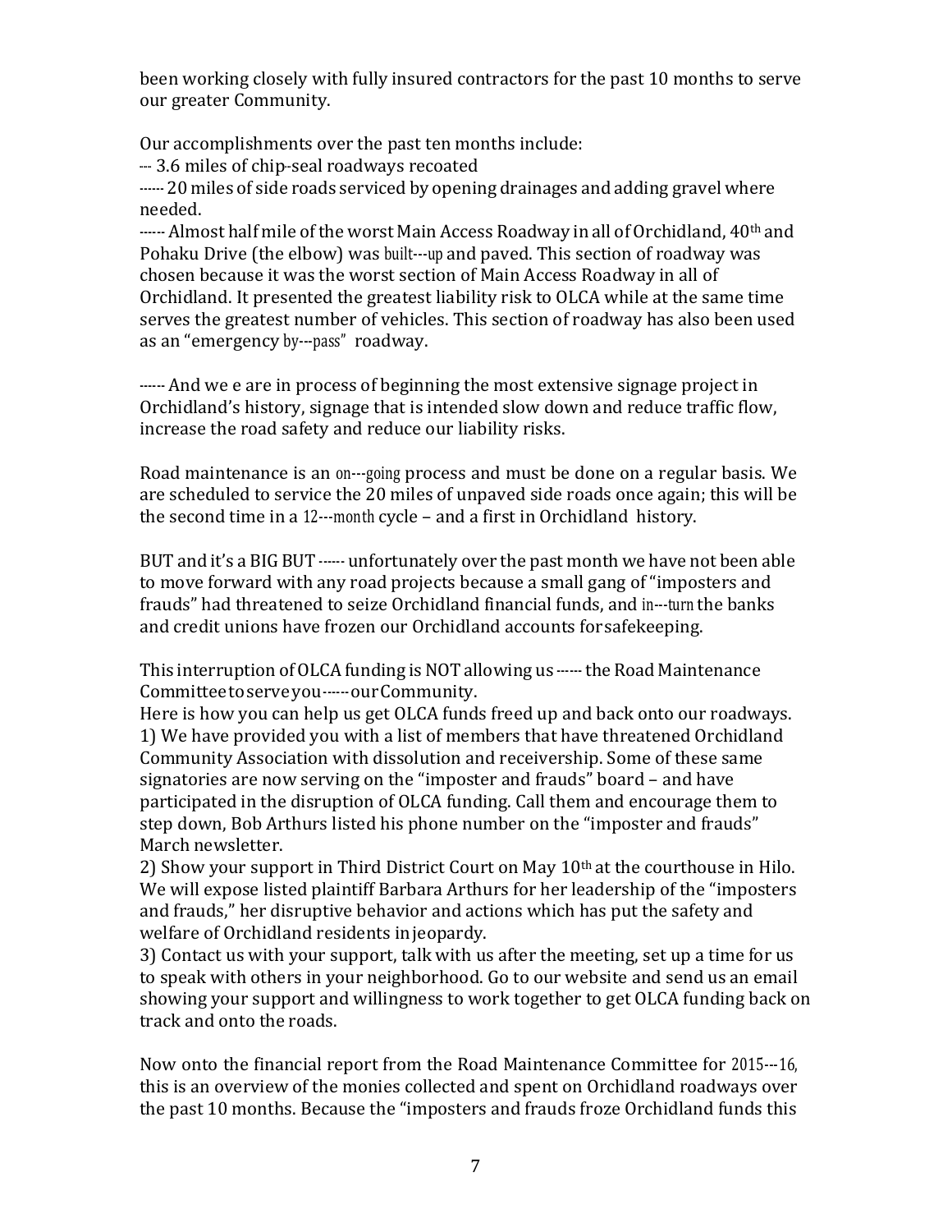been working closely with fully insured contractors for the past 10 months to serve our greater Community.

Our accomplishments over the past ten months include:

--- 3.6 miles of chip-seal roadways recoated

------ 20 miles of side roads serviced by opening drainages and adding gravel where needed.

------ Almost half mile of the worst Main Access Roadway in all of Orchidland, 40th and Pohaku Drive (the elbow) was built---up and paved. This section of roadway was chosen because it was the worst section of Main Access Roadway in all of Orchidland. It presented the greatest liability risk to OLCA while at the same time serves the greatest number of vehicles. This section of roadway has also been used as an "emergency by---pass" roadway.

------ And we e are in process of beginning the most extensive signage project in Orchidland's history, signage that is intended slow down and reduce traffic flow, increase the road safety and reduce our liability risks.

Road maintenance is an on---going process and must be done on a regular basis. We are scheduled to service the 20 miles of unpaved side roads once again; this will be the second time in a 12---month cycle – and a first in Orchidland history.

BUT and it's a BIG BUT ------ unfortunately over the past month we have not been able to move forward with any road projects because a small gang of "imposters and frauds" had threatened to seize Orchidland financial funds, and in---turn the banks and credit unions have frozen our Orchidland accounts for safekeeping.

This interruption of OLCA funding is NOT allowing us ------ the Road Maintenance Committee to serve you ------ our Community.

Here is how you can help us get OLCA funds freed up and back onto our roadways.

1) We have provided you with a list of members that have threatened Orchidland Community Association with dissolution and receivership. Some of these same signatories are now serving on the "imposter and frauds" board – and have participated in the disruption of OLCA funding. Call them and encourage them to step down, Bob Arthurs listed his phone number on the "imposter and frauds" March newsletter.

2) Show your support in Third District Court on May 10th at the courthouse in Hilo. We will expose listed plaintiff Barbara Arthurs for her leadership of the "imposters and frauds," her disruptive behavior and actions which has put the safety and welfare of Orchidland residents in jeopardy.

3) Contact us with your support, talk with us after the meeting, set up a time for us to speak with others in your neighborhood. Go to our website and send us an email showing your support and willingness to work together to get OLCA funding back on track and onto the roads.

Now onto the financial report from the Road Maintenance Committee for 2015---16, this is an overview of the monies collected and spent on Orchidland roadways over the past 10 months. Because the "imposters and frauds froze Orchidland funds this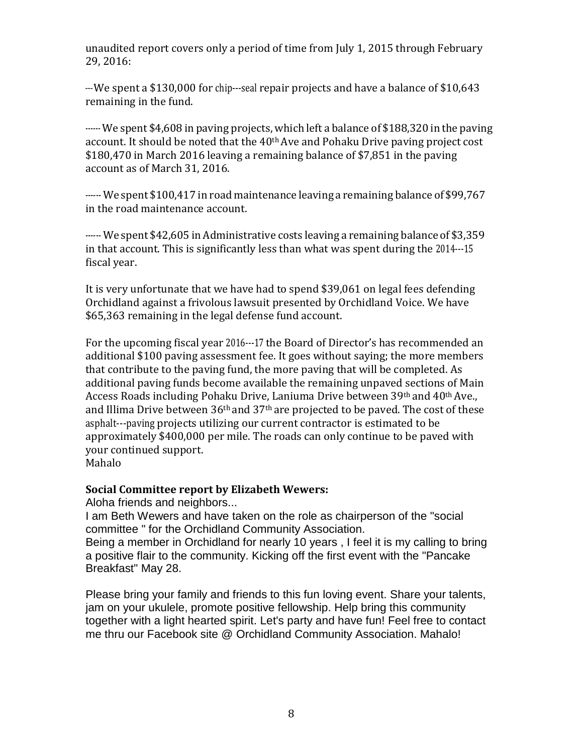unaudited report covers only a period of time from July 1, 2015 through February 29, 2016:

---We spent a $130,000 for chip---seal repair projects and have a balance of $10,643 remaining in the fund.

------ We spent $4,608 in paving projects, which left a balance of $188,320 in the paving account. It should be noted that the 40th Ave and Pohaku Drive paving project cost $180,470 in March 2016 leaving a remaining balance of $7,851 in the paving account as of March 31, 2016.

------ We spent $100,417 in road maintenance leaving a remaining balance of $99,767 in the road maintenance account.

------ We spent $42,605 in Administrative costs leaving a remaining balance of $3,359 in that account. This is significantly less than what was spent during the 2014---15 fiscal year.

It is very unfortunate that we have had to spend $39,061 on legal fees defending Orchidland against a frivolous lawsuit presented by Orchidland Voice. We have $65,363 remaining in the legal defense fund account.

For the upcoming fiscal year 2016---17 the Board of Director's has recommended an additional $100 paving assessment fee. It goes without saying; the more members that contribute to the paving fund, the more paving that will be completed. As additional paving funds become available the remaining unpaved sections of Main Access Roads including Pohaku Drive, Laniuma Drive between 39th and 40th Ave., and Illima Drive between 36th and 37th are projected to be paved. The cost of these asphalt---paving projects utilizing our current contractor is estimated to be approximately $400,000 per mile. The roads can only continue to be paved with your continued support.
Mahalo

**Social Committee report by Elizabeth Wewers:**

Aloha friends and neighbors...

I am Beth Wewers and have taken on the role as chairperson of the "social committee " for the Orchidland Community Association.

Being a member in Orchidland for nearly 10 years , I feel it is my calling to bring a positive flair to the community. Kicking off the first event with the "Pancake Breakfast" May 28.

Please bring your family and friends to this fun loving event. Share your talents, jam on your ukulele, promote positive fellowship. Help bring this community together with a light hearted spirit. Let's party and have fun! Feel free to contact me thru our Facebook site @ Orchidland Community Association. Mahalo!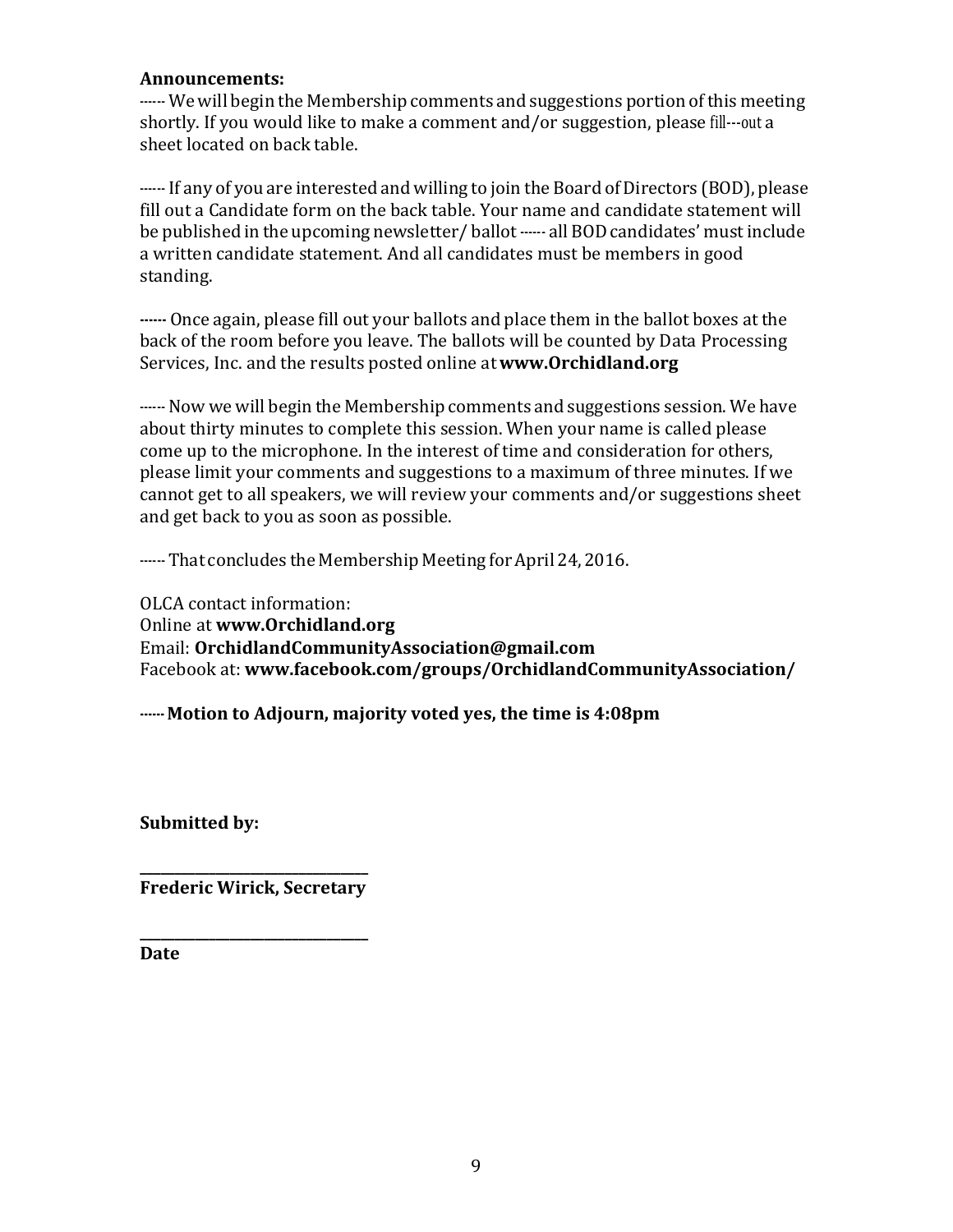**Announcements:**

------ We will begin the Membership comments and suggestions portion of this meeting shortly. If you would like to make a comment and/or suggestion, please fill---out a sheet located on back table.

------ If any of you are interested and willing to join the Board of Directors (BOD), please fill out a Candidate form on the back table. Your name and candidate statement will be published in the upcoming newsletter/ ballot ------ all BOD candidates' must include a written candidate statement. And all candidates must be members in good standing.

**------** Once again, please fill out your ballots and place them in the ballot boxes at the back of the room before you leave. The ballots will be counted by Data Processing Services, Inc. and the results posted online at **www.Orchidland.org**

------ Now we will begin the Membership comments and suggestions session. We have about thirty minutes to complete this session. When your name is called please come up to the microphone. In the interest of time and consideration for others, please limit your comments and suggestions to a maximum of three minutes. If we cannot get to all speakers, we will review your comments and/or suggestions sheet and get back to you as soon as possible.

------ That concludes the Membership Meeting for April 24, 2016.

OLCA contact information:
Online at **www.Orchidland.org**
Email: **OrchidlandCommunityAssociation@gmail.com**
Facebook at: **www.facebook.com/groups/OrchidlandCommunityAssociation/**

**------ Motion to Adjourn, majority voted yes, the time is 4:08pm**

**Submitted by:**

**______________________________**
**Frederic Wirick, Secretary**

**______________________________**
**Date**